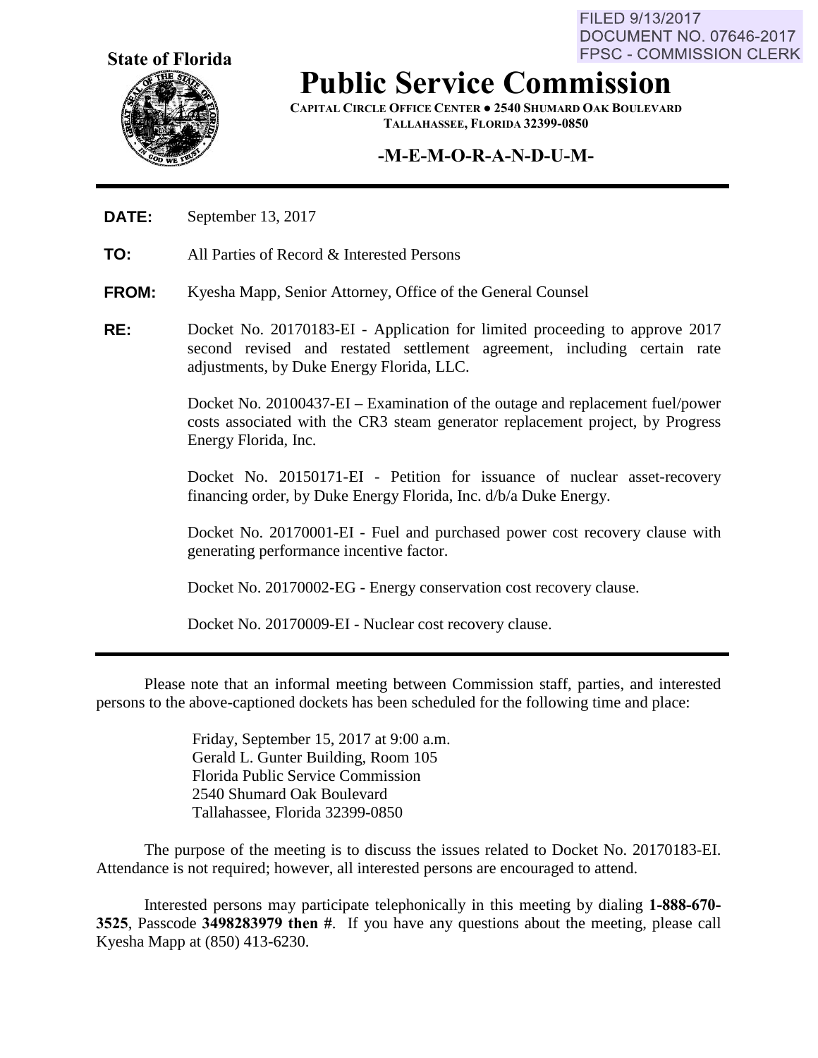FILED 9/13/2017
DOCUMENT NO. 07646-2017
FPSC - COMMISSION CLERK

**State of Florida**

# Public Service Commission

**CAPITAL CIRCLE OFFICE CENTER ● 2540 SHUMARD OAK BOULEVARD**
**TALLAHASSEE, FLORIDA 32399-0850**

## -M-E-M-O-R-A-N-D-U-M-

**DATE:** September 13, 2017

**TO:** All Parties of Record & Interested Persons

**FROM:** Kyesha Mapp, Senior Attorney, Office of the General Counsel

**RE:** Docket No. 20170183-EI - Application for limited proceeding to approve 2017 second revised and restated settlement agreement, including certain rate adjustments, by Duke Energy Florida, LLC.

Docket No. 20100437-EI – Examination of the outage and replacement fuel/power costs associated with the CR3 steam generator replacement project, by Progress Energy Florida, Inc.

Docket No. 20150171-EI - Petition for issuance of nuclear asset-recovery financing order, by Duke Energy Florida, Inc. d/b/a Duke Energy.

Docket No. 20170001-EI - Fuel and purchased power cost recovery clause with generating performance incentive factor.

Docket No. 20170002-EG - Energy conservation cost recovery clause.

Docket No. 20170009-EI - Nuclear cost recovery clause.

---

Please note that an informal meeting between Commission staff, parties, and interested persons to the above-captioned dockets has been scheduled for the following time and place:

Friday, September 15, 2017 at 9:00 a.m.
Gerald L. Gunter Building, Room 105
Florida Public Service Commission
2540 Shumard Oak Boulevard
Tallahassee, Florida 32399-0850

The purpose of the meeting is to discuss the issues related to Docket No. 20170183-EI. Attendance is not required; however, all interested persons are encouraged to attend.

Interested persons may participate telephonically in this meeting by dialing **1-888-670-3525**, Passcode **3498283979 then #**. If you have any questions about the meeting, please call Kyesha Mapp at (850) 413-6230.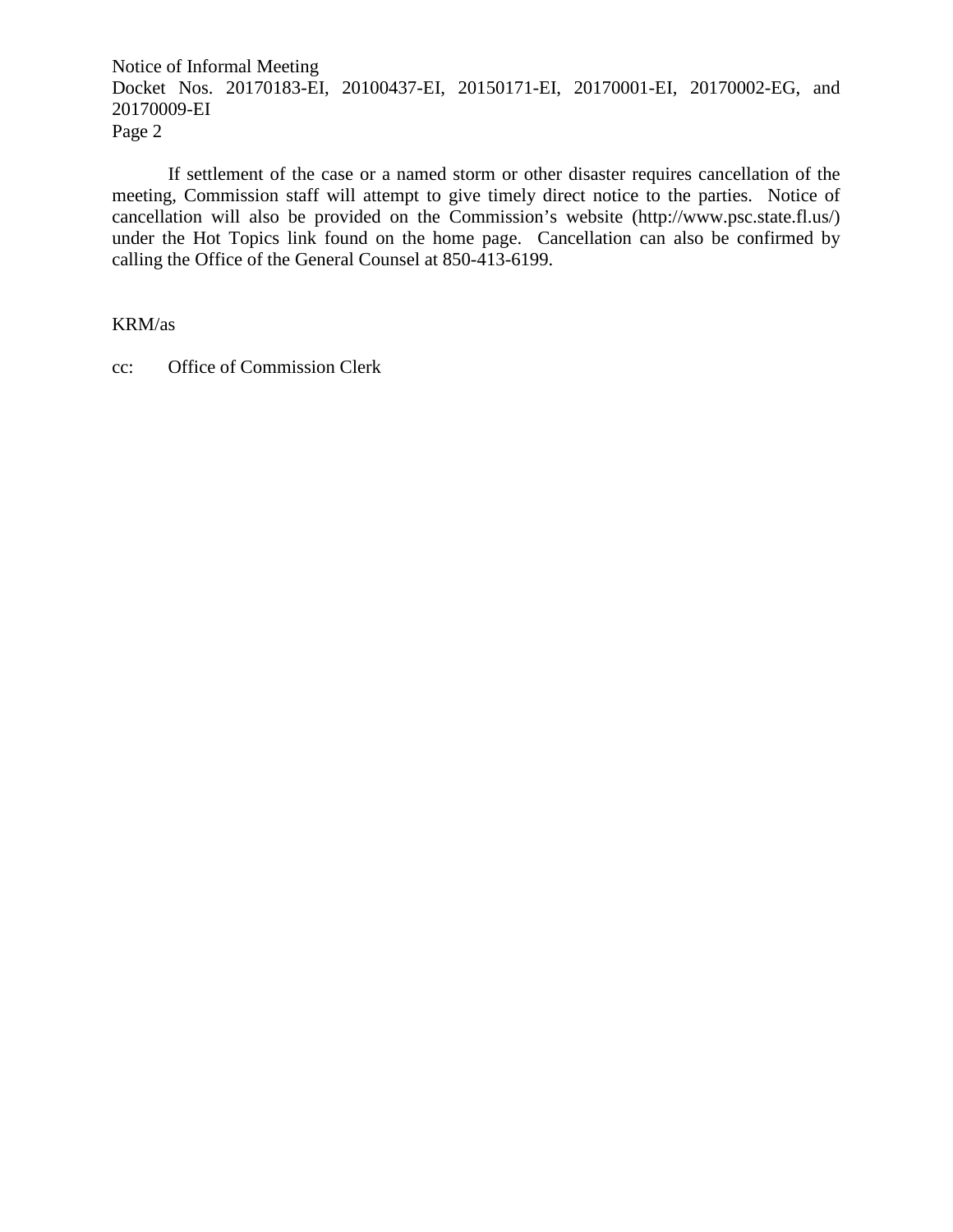If settlement of the case or a named storm or other disaster requires cancellation of the meeting, Commission staff will attempt to give timely direct notice to the parties. Notice of cancellation will also be provided on the Commission's website (http://www.psc.state.fl.us/) under the Hot Topics link found on the home page. Cancellation can also be confirmed by calling the Office of the General Counsel at 850-413-6199.

KRM/as

cc: Office of Commission Clerk